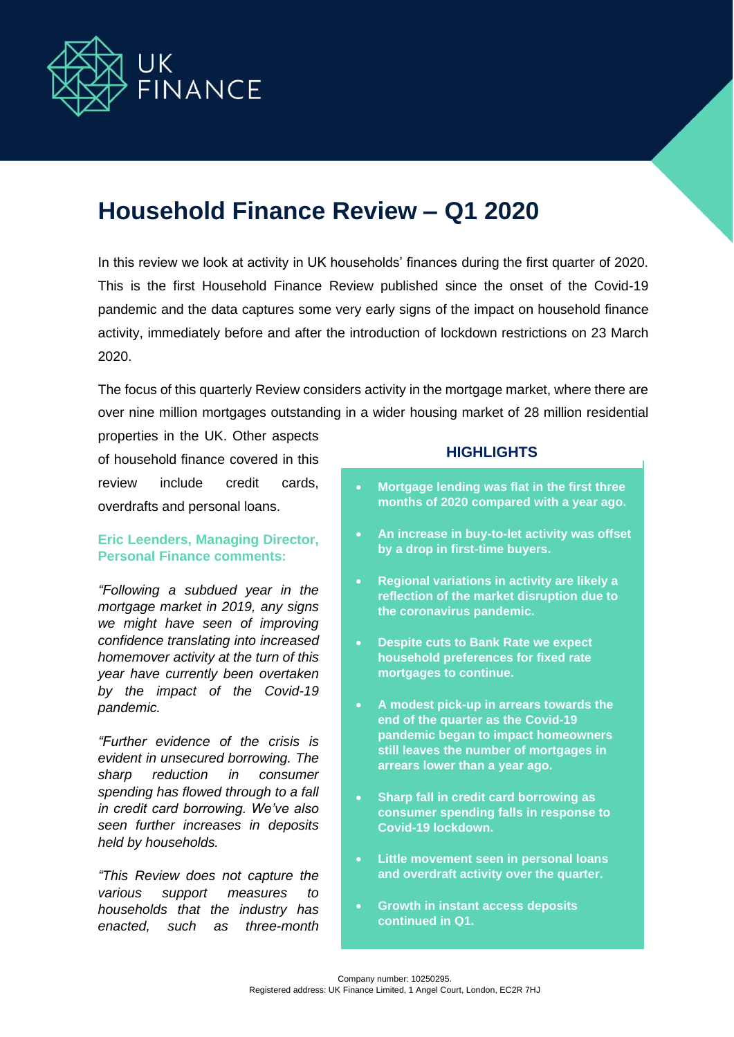UK FINANCE

# Household Finance Review – Q1 2020

In this review we look at activity in UK households' finances during the first quarter of 2020. This is the first Household Finance Review published since the onset of the Covid-19 pandemic and the data captures some very early signs of the impact on household finance activity, immediately before and after the introduction of lockdown restrictions on 23 March 2020.

The focus of this quarterly Review considers activity in the mortgage market, where there are over nine million mortgages outstanding in a wider housing market of 28 million residential properties in the UK. Other aspects of household finance covered in this review include credit cards, overdrafts and personal loans.

### Eric Leenders, Managing Director, Personal Finance comments:

*"Following a subdued year in the mortgage market in 2019, any signs we might have seen of improving confidence translating into increased homemover activity at the turn of this year have currently been overtaken by the impact of the Covid-19 pandemic.*

*"Further evidence of the crisis is evident in unsecured borrowing. The sharp reduction in consumer spending has flowed through to a fall in credit card borrowing. We've also seen further increases in deposits held by households.*

*"This Review does not capture the various support measures to households that the industry has enacted, such as three-month*

## HIGHLIGHTS

- **Mortgage lending was flat in the first three months of 2020 compared with a year ago.**
- **An increase in buy-to-let activity was offset by a drop in first-time buyers.**
- **Regional variations in activity are likely a reflection of the market disruption due to the coronavirus pandemic.**
- **Despite cuts to Bank Rate we expect household preferences for fixed rate mortgages to continue.**
- **A modest pick-up in arrears towards the end of the quarter as the Covid-19 pandemic began to impact homeowners still leaves the number of mortgages in arrears lower than a year ago.**
- **Sharp fall in credit card borrowing as consumer spending falls in response to Covid-19 lockdown.**
- **Little movement seen in personal loans and overdraft activity over the quarter.**
- **Growth in instant access deposits continued in Q1.**

Company number: 10250295.
Registered address: UK Finance Limited, 1 Angel Court, London, EC2R 7HJ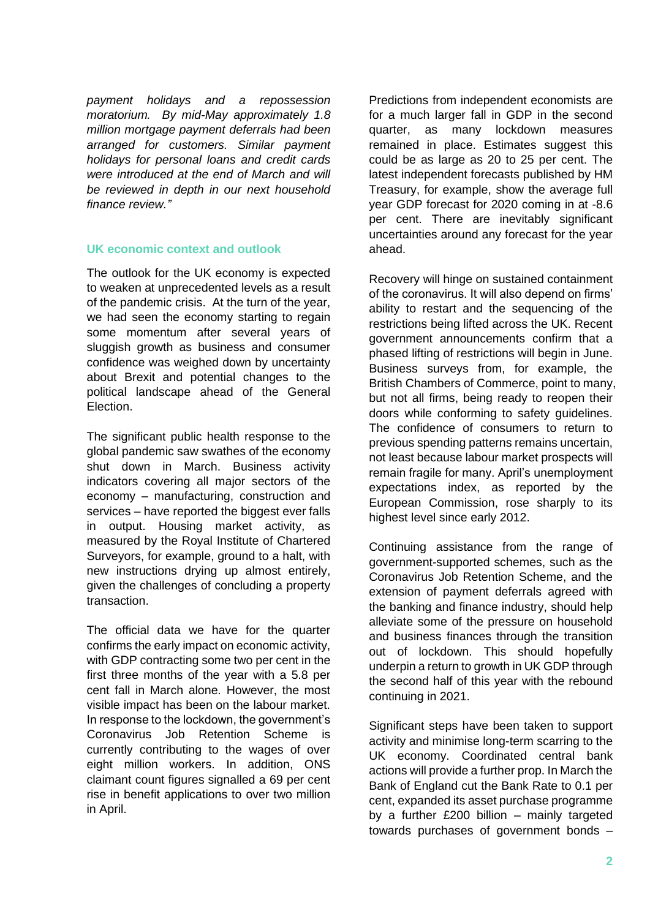*payment holidays and a repossession moratorium. By mid-May approximately 1.8 million mortgage payment deferrals had been arranged for customers. Similar payment holidays for personal loans and credit cards were introduced at the end of March and will be reviewed in depth in our next household finance review."*

## UK economic context and outlook

The outlook for the UK economy is expected to weaken at unprecedented levels as a result of the pandemic crisis. At the turn of the year, we had seen the economy starting to regain some momentum after several years of sluggish growth as business and consumer confidence was weighed down by uncertainty about Brexit and potential changes to the political landscape ahead of the General Election.

The significant public health response to the global pandemic saw swathes of the economy shut down in March. Business activity indicators covering all major sectors of the economy – manufacturing, construction and services – have reported the biggest ever falls in output. Housing market activity, as measured by the Royal Institute of Chartered Surveyors, for example, ground to a halt, with new instructions drying up almost entirely, given the challenges of concluding a property transaction.

The official data we have for the quarter confirms the early impact on economic activity, with GDP contracting some two per cent in the first three months of the year with a 5.8 per cent fall in March alone. However, the most visible impact has been on the labour market. In response to the lockdown, the government's Coronavirus Job Retention Scheme is currently contributing to the wages of over eight million workers. In addition, ONS claimant count figures signalled a 69 per cent rise in benefit applications to over two million in April.

Predictions from independent economists are for a much larger fall in GDP in the second quarter, as many lockdown measures remained in place. Estimates suggest this could be as large as 20 to 25 per cent. The latest independent forecasts published by HM Treasury, for example, show the average full year GDP forecast for 2020 coming in at -8.6 per cent. There are inevitably significant uncertainties around any forecast for the year ahead.

Recovery will hinge on sustained containment of the coronavirus. It will also depend on firms' ability to restart and the sequencing of the restrictions being lifted across the UK. Recent government announcements confirm that a phased lifting of restrictions will begin in June. Business surveys from, for example, the British Chambers of Commerce, point to many, but not all firms, being ready to reopen their doors while conforming to safety guidelines. The confidence of consumers to return to previous spending patterns remains uncertain, not least because labour market prospects will remain fragile for many. April's unemployment expectations index, as reported by the European Commission, rose sharply to its highest level since early 2012.

Continuing assistance from the range of government-supported schemes, such as the Coronavirus Job Retention Scheme, and the extension of payment deferrals agreed with the banking and finance industry, should help alleviate some of the pressure on household and business finances through the transition out of lockdown. This should hopefully underpin a return to growth in UK GDP through the second half of this year with the rebound continuing in 2021.

Significant steps have been taken to support activity and minimise long-term scarring to the UK economy. Coordinated central bank actions will provide a further prop. In March the Bank of England cut the Bank Rate to 0.1 per cent, expanded its asset purchase programme by a further £200 billion – mainly targeted towards purchases of government bonds –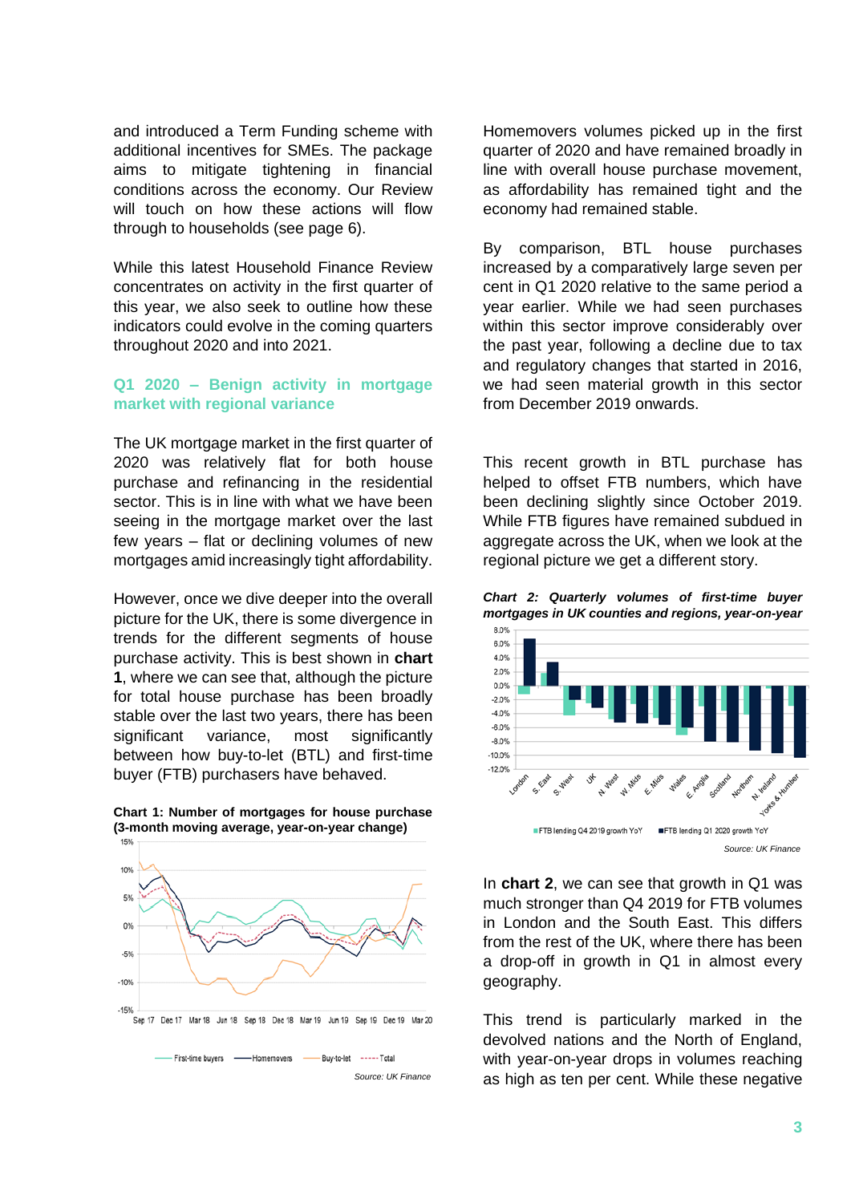and introduced a Term Funding scheme with additional incentives for SMEs. The package aims to mitigate tightening in financial conditions across the economy. Our Review will touch on how these actions will flow through to households (see page 6).

While this latest Household Finance Review concentrates on activity in the first quarter of this year, we also seek to outline how these indicators could evolve in the coming quarters throughout 2020 and into 2021.

## Q1 2020 – Benign activity in mortgage market with regional variance

The UK mortgage market in the first quarter of 2020 was relatively flat for both house purchase and refinancing in the residential sector. This is in line with what we have been seeing in the mortgage market over the last few years – flat or declining volumes of new mortgages amid increasingly tight affordability.

However, once we dive deeper into the overall picture for the UK, there is some divergence in trends for the different segments of house purchase activity. This is best shown in **chart 1**, where we can see that, although the picture for total house purchase has been broadly stable over the last two years, there has been significant variance, most significantly between how buy-to-let (BTL) and first-time buyer (FTB) purchasers have behaved.

**Chart 1: Number of mortgages for house purchase (3-month moving average, year-on-year change)**

*Source: UK Finance*

Homemovers volumes picked up in the first quarter of 2020 and have remained broadly in line with overall house purchase movement, as affordability has remained tight and the economy had remained stable.

By comparison, BTL house purchases increased by a comparatively large seven per cent in Q1 2020 relative to the same period a year earlier. While we had seen purchases within this sector improve considerably over the past year, following a decline due to tax and regulatory changes that started in 2016, we had seen material growth in this sector from December 2019 onwards.

This recent growth in BTL purchase has helped to offset FTB numbers, which have been declining slightly since October 2019. While FTB figures have remained subdued in aggregate across the UK, when we look at the regional picture we get a different story.

***Chart 2: Quarterly volumes of first-time buyer mortgages in UK counties and regions, year-on-year***

*Source: UK Finance*

In **chart 2**, we can see that growth in Q1 was much stronger than Q4 2019 for FTB volumes in London and the South East. This differs from the rest of the UK, where there has been a drop-off in growth in Q1 in almost every geography.

This trend is particularly marked in the devolved nations and the North of England, with year-on-year drops in volumes reaching as high as ten per cent. While these negative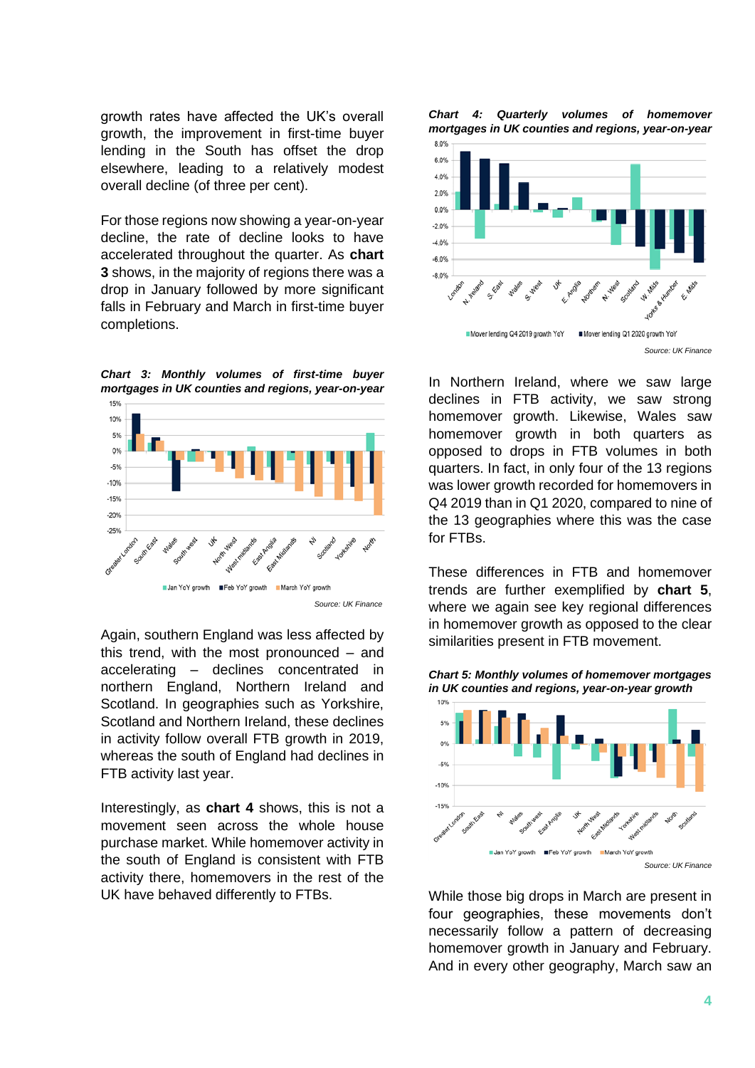growth rates have affected the UK's overall growth, the improvement in first-time buyer lending in the South has offset the drop elsewhere, leading to a relatively modest overall decline (of three per cent).

For those regions now showing a year-on-year decline, the rate of decline looks to have accelerated throughout the quarter. As **chart 3** shows, in the majority of regions there was a drop in January followed by more significant falls in February and March in first-time buyer completions.

***Chart 3: Monthly volumes of first-time buyer mortgages in UK counties and regions, year-on-year***

15%
10%
5%
0%
-5%
-10%
-15%
-20%
-25%

Greater London, South East, Wales, South west, UK, North West, West midlands, East Anglia, East Midlands, NI, Scotland, Yorkshire, North

Jan YoY growth
Feb YoY growth
March YoY growth

*Source: UK Finance*

Again, southern England was less affected by this trend, with the most pronounced – and accelerating – declines concentrated in northern England, Northern Ireland and Scotland. In geographies such as Yorkshire, Scotland and Northern Ireland, these declines in activity follow overall FTB growth in 2019, whereas the south of England had declines in FTB activity last year.

Interestingly, as **chart 4** shows, this is not a movement seen across the whole house purchase market. While homemover activity in the south of England is consistent with FTB activity there, homemovers in the rest of the UK have behaved differently to FTBs.

***Chart 4: Quarterly volumes of homemover mortgages in UK counties and regions, year-on-year***

8.0%
6.0%
4.0%
2.0%
0.0%
-2.0%
-4.0%
-6.0%
-8.0%

London, N. Ireland, S. East, Wales, S. West, UK, E. Anglia, Northern, N. West, Scotland, W. Mids, Yorks & Humber, E. Mids

Mover lending Q4 2019 growth YoY
Mover lending Q1 2020 growth YoY

*Source: UK Finance*

In Northern Ireland, where we saw large declines in FTB activity, we saw strong homemover growth. Likewise, Wales saw homemover growth in both quarters as opposed to drops in FTB volumes in both quarters. In fact, in only four of the 13 regions was lower growth recorded for homemovers in Q4 2019 than in Q1 2020, compared to nine of the 13 geographies where this was the case for FTBs.

These differences in FTB and homemover trends are further exemplified by **chart 5**, where we again see key regional differences in homemover growth as opposed to the clear similarities present in FTB movement.

***Chart 5: Monthly volumes of homemover mortgages in UK counties and regions, year-on-year growth***

10%
5%
0%
-5%
-10%
-15%

Greater London, South East, NI, Wales, South west, East Anglia, UK, North West, East Midlands, Yorkshire, West midlands, North, Scotland

Jan YoY growth
Feb YoY growth
March YoY growth

*Source: UK Finance*

While those big drops in March are present in four geographies, these movements don't necessarily follow a pattern of decreasing homemover growth in January and February. And in every other geography, March saw an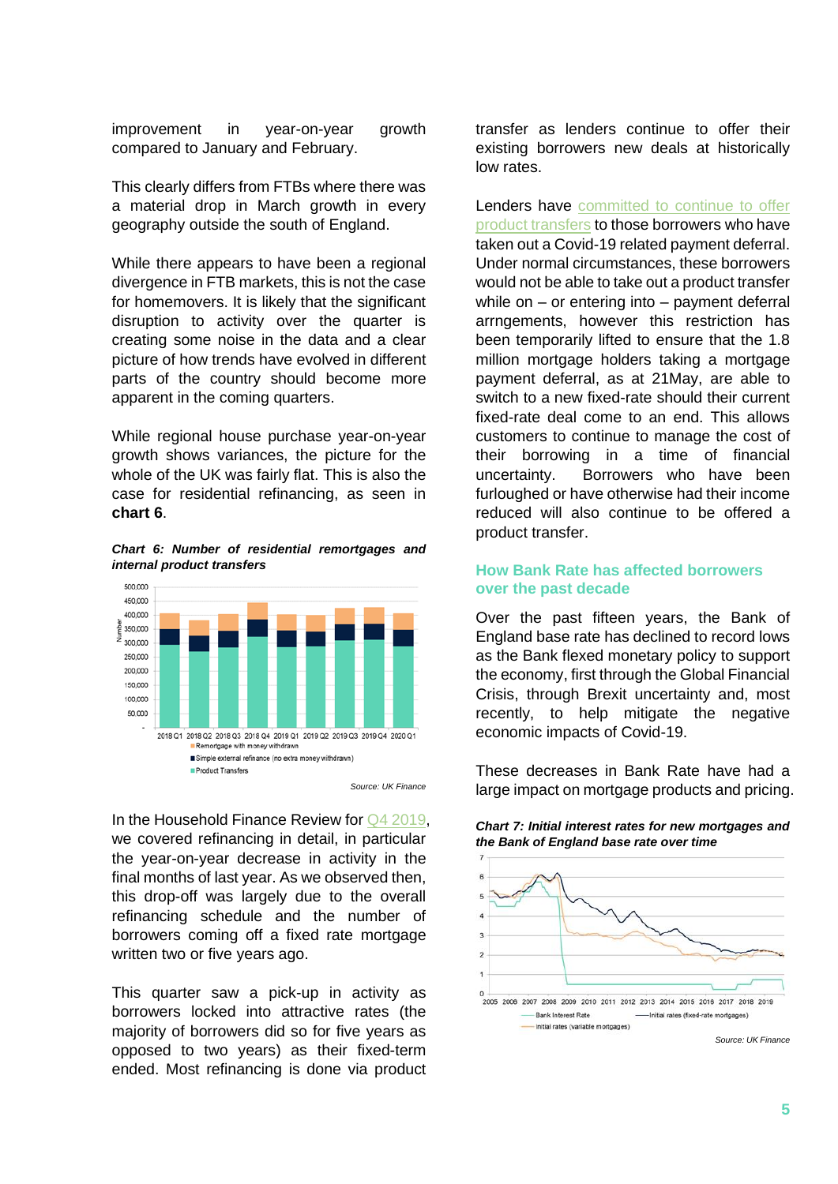improvement in year-on-year growth compared to January and February.

This clearly differs from FTBs where there was a material drop in March growth in every geography outside the south of England.

While there appears to have been a regional divergence in FTB markets, this is not the case for homemovers. It is likely that the significant disruption to activity over the quarter is creating some noise in the data and a clear picture of how trends have evolved in different parts of the country should become more apparent in the coming quarters.

While regional house purchase year-on-year growth shows variances, the picture for the whole of the UK was fairly flat. This is also the case for residential refinancing, as seen in **chart 6**.

***Chart 6: Number of residential remortgages and internal product transfers***

500,000
450,000
400,000
350,000
300,000
250,000
200,000
150,000
100,000
50,000
-
Number
2018 Q1 2018 Q2 2018 Q3 2018 Q4 2019 Q1 2019 Q2 2019 Q3 2019 Q4 2020 Q1
Remortgage with money withdrawn
Simple external refinance (no extra money withdrawn)
Product Transfers

*Source: UK Finance*

In the Household Finance Review for Q4 2019, we covered refinancing in detail, in particular the year-on-year decrease in activity in the final months of last year. As we observed then, this drop-off was largely due to the overall refinancing schedule and the number of borrowers coming off a fixed rate mortgage written two or five years ago.

This quarter saw a pick-up in activity as borrowers locked into attractive rates (the majority of borrowers did so for five years as opposed to two years) as their fixed-term ended. Most refinancing is done via product transfer as lenders continue to offer their existing borrowers new deals at historically low rates.

Lenders have committed to continue to offer product transfers to those borrowers who have taken out a Covid-19 related payment deferral. Under normal circumstances, these borrowers would not be able to take out a product transfer while on – or entering into – payment deferral arrngements, however this restriction has been temporarily lifted to ensure that the 1.8 million mortgage holders taking a mortgage payment deferral, as at 21May, are able to switch to a new fixed-rate should their current fixed-rate deal come to an end. This allows customers to continue to manage the cost of their borrowing in a time of financial uncertainty. Borrowers who have been furloughed or have otherwise had their income reduced will also continue to be offered a product transfer.

## How Bank Rate has affected borrowers over the past decade

Over the past fifteen years, the Bank of England base rate has declined to record lows as the Bank flexed monetary policy to support the economy, first through the Global Financial Crisis, through Brexit uncertainty and, most recently, to help mitigate the negative economic impacts of Covid-19.

These decreases in Bank Rate have had a large impact on mortgage products and pricing.

***Chart 7: Initial interest rates for new mortgages and the Bank of England base rate over time***

7
6
5
4
3
2
1
0
2005 2006 2007 2008 2009 2010 2011 2012 2013 2014 2015 2016 2017 2018 2019
Bank Interest Rate
Initial rates (fixed-rate mortgages)
Initial rates (variable mortgages)

*Source: UK Finance*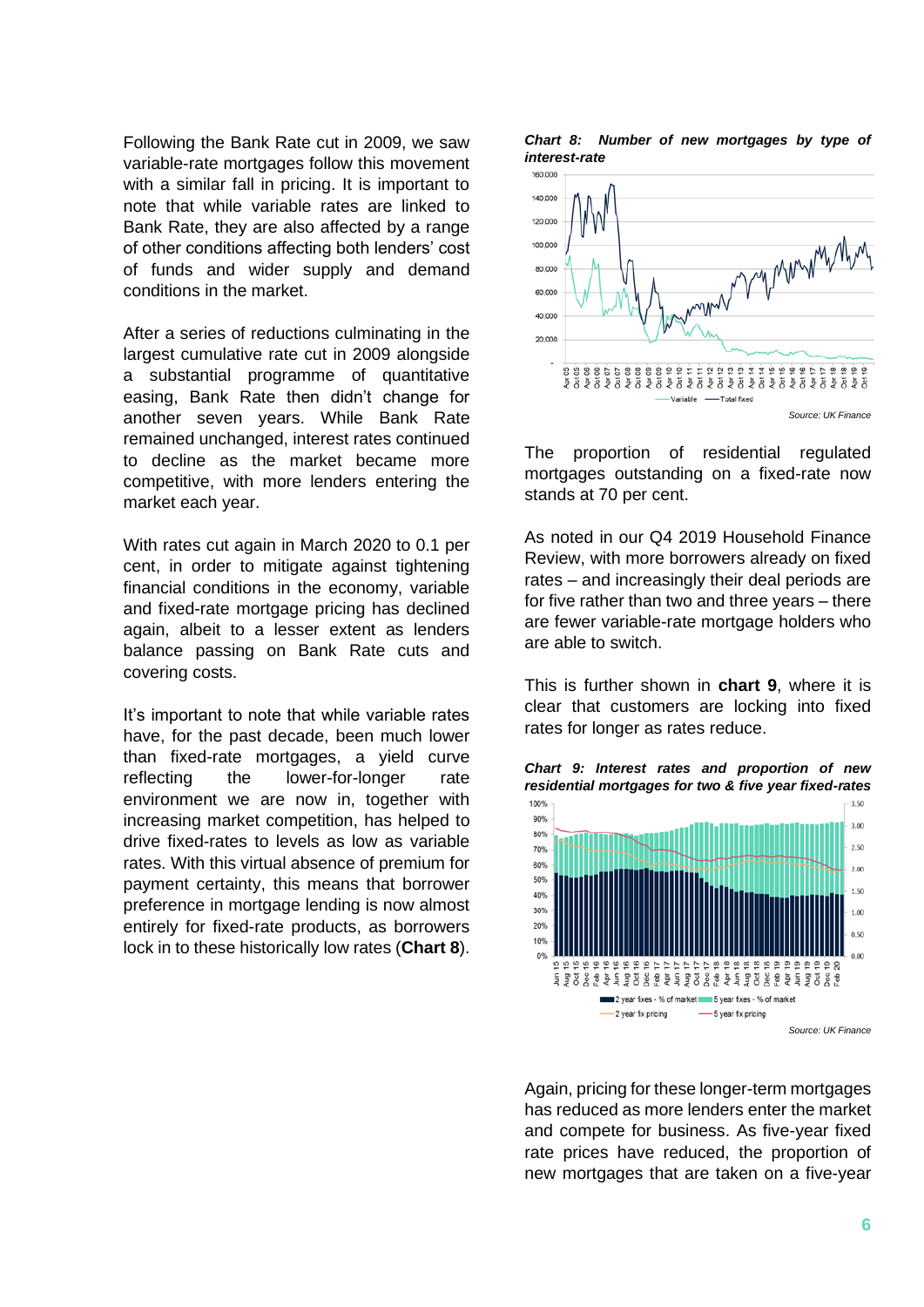Following the Bank Rate cut in 2009, we saw variable-rate mortgages follow this movement with a similar fall in pricing. It is important to note that while variable rates are linked to Bank Rate, they are also affected by a range of other conditions affecting both lenders' cost of funds and wider supply and demand conditions in the market.

After a series of reductions culminating in the largest cumulative rate cut in 2009 alongside a substantial programme of quantitative easing, Bank Rate then didn't change for another seven years. While Bank Rate remained unchanged, interest rates continued to decline as the market became more competitive, with more lenders entering the market each year.

With rates cut again in March 2020 to 0.1 per cent, in order to mitigate against tightening financial conditions in the economy, variable and fixed-rate mortgage pricing has declined again, albeit to a lesser extent as lenders balance passing on Bank Rate cuts and covering costs.

It's important to note that while variable rates have, for the past decade, been much lower than fixed-rate mortgages, a yield curve reflecting the lower-for-longer rate environment we are now in, together with increasing market competition, has helped to drive fixed-rates to levels as low as variable rates. With this virtual absence of premium for payment certainty, this means that borrower preference in mortgage lending is now almost entirely for fixed-rate products, as borrowers lock in to these historically low rates (**Chart 8**).

***Chart 8: Number of new mortgages by type of interest-rate***

160,000
140,000
120,000
100,000
80,000
60,000
40,000
20,000
-

Apr 05, Oct 05, Apr 06, Oct 06, Apr 07, Oct 07, Apr 08, Oct 08, Apr 09, Oct 09, Apr 10, Oct 10, Apr 11, Oct 11, Apr 12, Oct 12, Apr 13, Oct 13, Apr 14, Oct 14, Apr 15, Oct 15, Apr 16, Oct 16, Apr 17, Oct 17, Apr 18, Oct 18, Apr 19, Oct 19

Variable — Total fixed

*Source: UK Finance*

The proportion of residential regulated mortgages outstanding on a fixed-rate now stands at 70 per cent.

As noted in our Q4 2019 Household Finance Review, with more borrowers already on fixed rates – and increasingly their deal periods are for five rather than two and three years – there are fewer variable-rate mortgage holders who are able to switch.

This is further shown in **chart 9**, where it is clear that customers are locking into fixed rates for longer as rates reduce.

***Chart 9: Interest rates and proportion of new residential mortgages for two & five year fixed-rates***

100%
90%
80%
70%
60%
50%
40%
30%
20%
10%
0%

3.50
3.00
2.50
2.00
1.50
1.00
0.50
0.00

Jun 15, Aug 15, Oct 15, Dec 15, Feb 16, Apr 16, Jun 16, Aug 16, Oct 16, Dec 16, Feb 17, Apr 17, Jun 17, Aug 17, Oct 17, Dec 17, Feb 18, Apr 18, Jun 18, Aug 18, Oct 18, Dec 18, Feb 19, Apr 19, Jun 19, Aug 19, Oct 19, Dec 19, Feb 20

2 year fixes - % of market — 5 year fixes - % of market — 2 year fix pricing — 5 year fix pricing

*Source: UK Finance*

Again, pricing for these longer-term mortgages has reduced as more lenders enter the market and compete for business. As five-year fixed rate prices have reduced, the proportion of new mortgages that are taken on a five-year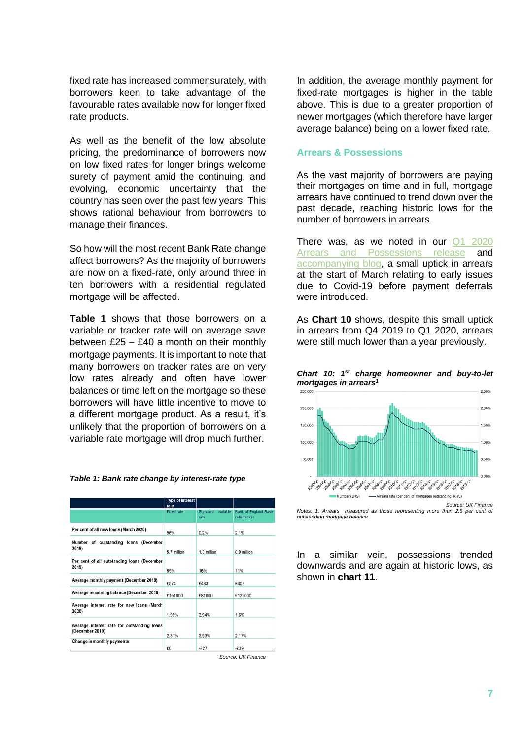fixed rate has increased commensurately, with borrowers keen to take advantage of the favourable rates available now for longer fixed rate products.

As well as the benefit of the low absolute pricing, the predominance of borrowers now on low fixed rates for longer brings welcome surety of payment amid the continuing, and evolving, economic uncertainty that the country has seen over the past few years. This shows rational behaviour from borrowers to manage their finances.

So how will the most recent Bank Rate change affect borrowers? As the majority of borrowers are now on a fixed-rate, only around three in ten borrowers with a residential regulated mortgage will be affected.

**Table 1** shows that those borrowers on a variable or tracker rate will on average save between £25 – £40 a month on their monthly mortgage payments. It is important to note that many borrowers on tracker rates are on very low rates already and often have lower balances or time left on the mortgage so these borrowers will have little incentive to move to a different mortgage product. As a result, it's unlikely that the proportion of borrowers on a variable rate mortgage will drop much further.

***Table 1: Bank rate change by interest-rate type***

| | Type of interest rate | | |
|---|---|---|---|
| | Fixed rate | Standard variable rate | Bank of England Base rate tracker |
| Per cent of all new loans (March 2020) | 96% | 0.2% | 2.1% |
| Number of outstanding loans (December 2019) | 5.7 million | 1.3 million | 0.9 million |
| Per cent of all outstanding loans (December 2019) | 69% | 16% | 11% |
| Average monthly payment (December 2019) | £574 | £483 | £408 |
| Average remaining balance (December 2019) | £151000 | £81000 | £122000 |
| Average interest rate for new loans (March 2020) | 1.98% | 3.94% | 1.6% |
| Average interest rate for outstanding loans (December 2019) | 2.31% | 3.93% | 2.17% |
| Change in monthly payments | £0 | -£27 | -£39 |

*Source: UK Finance*

In addition, the average monthly payment for fixed-rate mortgages is higher in the table above. This is due to a greater proportion of newer mortgages (which therefore have larger average balance) being on a lower fixed rate.

## Arrears & Possessions

As the vast majority of borrowers are paying their mortgages on time and in full, mortgage arrears have continued to trend down over the past decade, reaching historic lows for the number of borrowers in arrears.

There was, as we noted in our Q1 2020 Arrears and Possessions release and accompanying blog, a small uptick in arrears at the start of March relating to early issues due to Covid-19 before payment deferrals were introduced.

As **Chart 10** shows, despite this small uptick in arrears from Q4 2019 to Q1 2020, arrears were still much lower than a year previously.

***Chart 10: 1st charge homeowner and buy-to-let mortgages in arrears[1]***

250,000
200,000
150,000
100,000
50,000
-

2.50%
2.00%
1.50%
1.00%
0.50%
0.00%

2000-Q1 2001-Q1 2002-Q1 2003-Q1 2004-Q1 2005-Q1 2006-Q1 2007-Q1 2008-Q1 2009-Q1 2010-Q1 2011-Q1 2012-Q1 2013-Q1 2014-Q1 2015-Q1 2016-Q1 2017-Q1 2018-Q1 2019-Q1

Number (LHS)
Arrears rate (per cent of mortgages outstanding, RHS)

*Source: UK Finance*

*Notes: 1. Arrears measured as those representing more than 2.5 per cent of outstanding mortgage balance*

In a similar vein, possessions trended downwards and are again at historic lows, as shown in **chart 11**.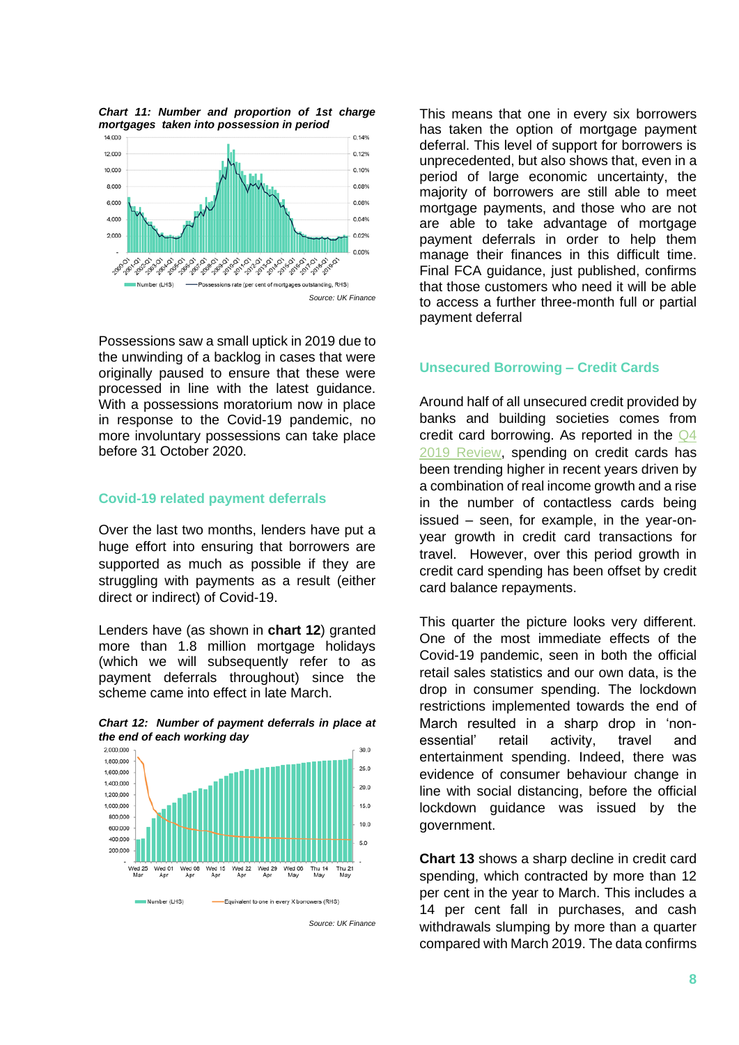*Chart 11: Number and proportion of 1st charge mortgages taken into possession in period*

14,000
12,000
10,000
8,000
6,000
4,000
2,000
-

0.14%
0.12%
0.10%
0.08%
0.06%
0.04%
0.02%
0.00%

2000-Q1 2001-Q1 2002-Q1 2003-Q1 2004-Q1 2005-Q1 2006-Q1 2007-Q1 2008-Q1 2009-Q1 2010-Q1 2011-Q1 2012-Q1 2013-Q1 2014-Q1 2015-Q1 2016-Q1 2017-Q1 2018-Q1 2019-Q1

Number (LHS)
Possessions rate (per cent of mortgages outstanding, RHS)

Source: UK Finance

Possessions saw a small uptick in 2019 due to the unwinding of a backlog in cases that were originally paused to ensure that these were processed in line with the latest guidance. With a possessions moratorium now in place in response to the Covid-19 pandemic, no more involuntary possessions can take place before 31 October 2020.

## Covid-19 related payment deferrals

Over the last two months, lenders have put a huge effort into ensuring that borrowers are supported as much as possible if they are struggling with payments as a result (either direct or indirect) of Covid-19.

Lenders have (as shown in **chart 12**) granted more than 1.8 million mortgage holidays (which we will subsequently refer to as payment deferrals throughout) since the scheme came into effect in late March.

*Chart 12: Number of payment deferrals in place at the end of each working day*

2,000,000
1,800,000
1,600,000
1,400,000
1,200,000
1,000,000
800,000
600,000
400,000
200,000

30.0
25.0
20.0
15.0
10.0
5.0

Wed 25 Mar
Wed 01 Apr
Wed 08 Apr
Wed 15 Apr
Wed 22 Apr
Wed 29 Apr
Wed 06 May
Thu 14 May
Thu 21 May

Number (LHS)
Equivalent to one in every X borrowers (RHS)

Source: UK Finance

This means that one in every six borrowers has taken the option of mortgage payment deferral. This level of support for borrowers is unprecedented, but also shows that, even in a period of large economic uncertainty, the majority of borrowers are still able to meet mortgage payments, and those who are not are able to take advantage of mortgage payment deferrals in order to help them manage their finances in this difficult time. Final FCA guidance, just published, confirms that those customers who need it will be able to access a further three-month full or partial payment deferral

## Unsecured Borrowing – Credit Cards

Around half of all unsecured credit provided by banks and building societies comes from credit card borrowing. As reported in the Q4 2019 Review, spending on credit cards has been trending higher in recent years driven by a combination of real income growth and a rise in the number of contactless cards being issued – seen, for example, in the year-on-year growth in credit card transactions for travel. However, over this period growth in credit card spending has been offset by credit card balance repayments.

This quarter the picture looks very different. One of the most immediate effects of the Covid-19 pandemic, seen in both the official retail sales statistics and our own data, is the drop in consumer spending. The lockdown restrictions implemented towards the end of March resulted in a sharp drop in 'non-essential' retail activity, travel and entertainment spending. Indeed, there was evidence of consumer behaviour change in line with social distancing, before the official lockdown guidance was issued by the government.

**Chart 13** shows a sharp decline in credit card spending, which contracted by more than 12 per cent in the year to March. This includes a 14 per cent fall in purchases, and cash withdrawals slumping by more than a quarter compared with March 2019. The data confirms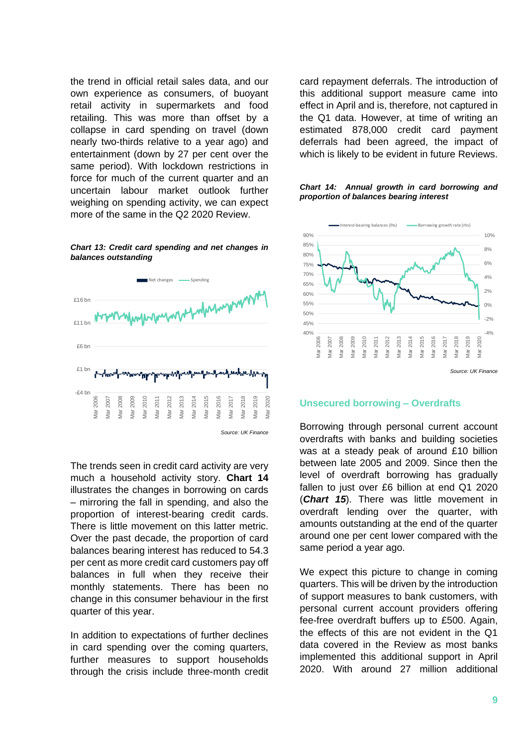the trend in official retail sales data, and our own experience as consumers, of buoyant retail activity in supermarkets and food retailing. This was more than offset by a collapse in card spending on travel (down nearly two-thirds relative to a year ago) and entertainment (down by 27 per cent over the same period). With lockdown restrictions in force for much of the current quarter and an uncertain labour market outlook further weighing on spending activity, we can expect more of the same in the Q2 2020 Review.

***Chart 13: Credit card spending and net changes in balances outstanding***

Net changes
Spending

£16 bn
£11 bn
£6 bn
£1 bn
-£4 bn

Mar 2006
Mar 2007
Mar 2008
Mar 2009
Mar 2010
Mar 2011
Mar 2012
Mar 2013
Mar 2014
Mar 2015
Mar 2016
Mar 2017
Mar 2018
Mar 2019
Mar 2020

*Source: UK Finance*

The trends seen in credit card activity are very much a household activity story. **Chart 14** illustrates the changes in borrowing on cards – mirroring the fall in spending, and also the proportion of interest-bearing credit cards. There is little movement on this latter metric. Over the past decade, the proportion of card balances bearing interest has reduced to 54.3 per cent as more credit card customers pay off balances in full when they receive their monthly statements. There has been no change in this consumer behaviour in the first quarter of this year.

In addition to expectations of further declines in card spending over the coming quarters, further measures to support households through the crisis include three-month credit card repayment deferrals. The introduction of this additional support measure came into effect in April and is, therefore, not captured in the Q1 data. However, at time of writing an estimated 878,000 credit card payment deferrals had been agreed, the impact of which is likely to be evident in future Reviews.

***Chart 14: Annual growth in card borrowing and proportion of balances bearing interest***

Interest-bearing balances (lhs)
Borrowing growth rate (rhs)

90%
85%
80%
75%
70%
65%
60%
55%
50%
45%
40%

10%
8%
6%
4%
2%
0%
-2%
-4%

Mar 2006
Mar 2007
Mar 2008
Mar 2009
Mar 2010
Mar 2011
Mar 2012
Mar 2013
Mar 2014
Mar 2015
Mar 2016
Mar 2017
Mar 2018
Mar 2019
Mar 2020

*Source: UK Finance*

## Unsecured borrowing – Overdrafts

Borrowing through personal current account overdrafts with banks and building societies was at a steady peak of around £10 billion between late 2005 and 2009. Since then the level of overdraft borrowing has gradually fallen to just over £6 billion at end Q1 2020 (***Chart 15***). There was little movement in overdraft lending over the quarter, with amounts outstanding at the end of the quarter around one per cent lower compared with the same period a year ago.

We expect this picture to change in coming quarters. This will be driven by the introduction of support measures to bank customers, with personal current account providers offering fee-free overdraft buffers up to £500. Again, the effects of this are not evident in the Q1 data covered in the Review as most banks implemented this additional support in April 2020. With around 27 million additional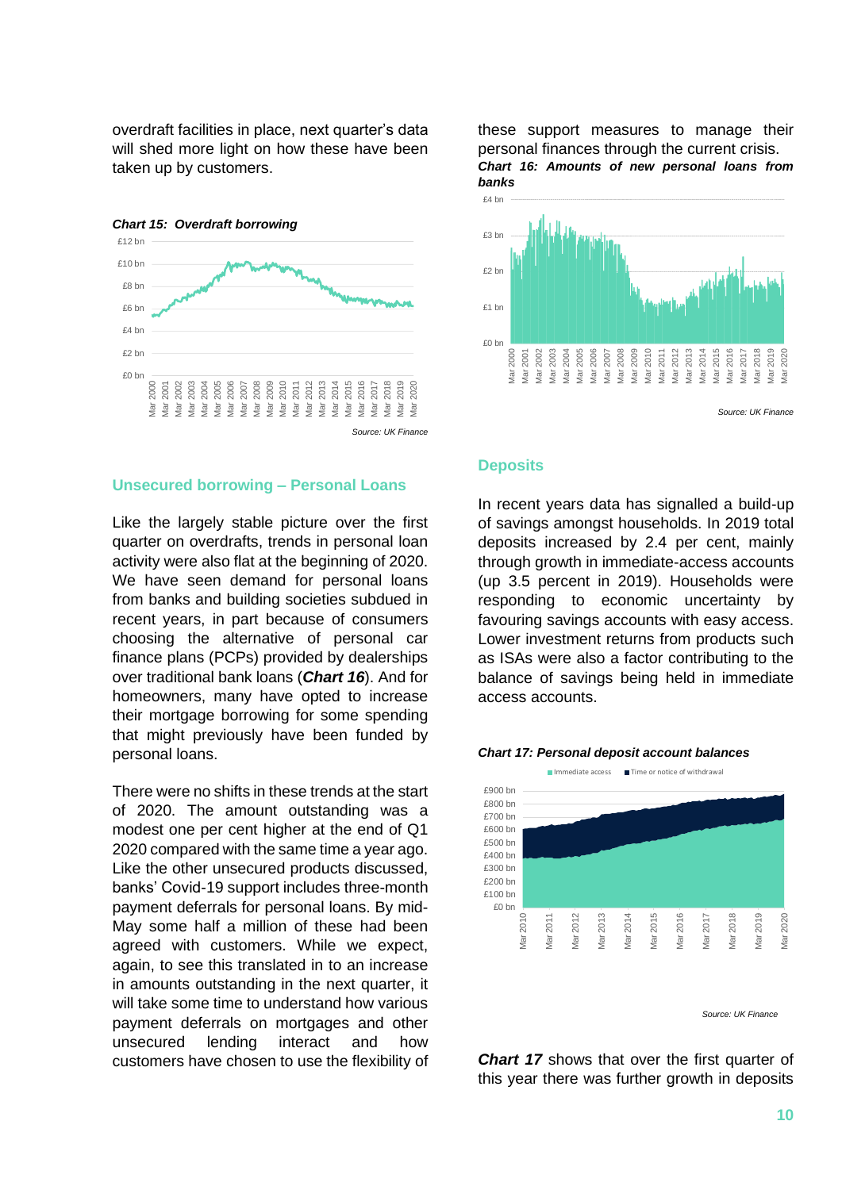overdraft facilities in place, next quarter's data will shed more light on how these have been taken up by customers.

***Chart 15: Overdraft borrowing***

£12 bn
£10 bn
£8 bn
£6 bn
£4 bn
£2 bn
£0 bn

Mar 2000 Mar 2001 Mar 2002 Mar 2003 Mar 2004 Mar 2005 Mar 2006 Mar 2007 Mar 2008 Mar 2009 Mar 2010 Mar 2011 Mar 2012 Mar 2013 Mar 2014 Mar 2015 Mar 2016 Mar 2017 Mar 2018 Mar 2019 Mar 2020

*Source: UK Finance*

## Unsecured borrowing – Personal Loans

Like the largely stable picture over the first quarter on overdrafts, trends in personal loan activity were also flat at the beginning of 2020. We have seen demand for personal loans from banks and building societies subdued in recent years, in part because of consumers choosing the alternative of personal car finance plans (PCPs) provided by dealerships over traditional bank loans (***Chart 16***). And for homeowners, many have opted to increase their mortgage borrowing for some spending that might previously have been funded by personal loans.

There were no shifts in these trends at the start of 2020. The amount outstanding was a modest one per cent higher at the end of Q1 2020 compared with the same time a year ago. Like the other unsecured products discussed, banks' Covid-19 support includes three-month payment deferrals for personal loans. By mid-May some half a million of these had been agreed with customers. While we expect, again, to see this translated in to an increase in amounts outstanding in the next quarter, it will take some time to understand how various payment deferrals on mortgages and other unsecured lending interact and how customers have chosen to use the flexibility of these support measures to manage their personal finances through the current crisis.

***Chart 16: Amounts of new personal loans from banks***

£4 bn
£3 bn
£2 bn
£1 bn
£0 bn

Mar 2000 Mar 2001 Mar 2002 Mar 2003 Mar 2004 Mar 2005 Mar 2006 Mar 2007 Mar 2008 Mar 2009 Mar 2010 Mar 2011 Mar 2012 Mar 2013 Mar 2014 Mar 2015 Mar 2016 Mar 2017 Mar 2018 Mar 2019 Mar 2020

*Source: UK Finance*

## Deposits

In recent years data has signalled a build-up of savings amongst households. In 2019 total deposits increased by 2.4 per cent, mainly through growth in immediate-access accounts (up 3.5 percent in 2019). Households were responding to economic uncertainty by favouring savings accounts with easy access. Lower investment returns from products such as ISAs were also a factor contributing to the balance of savings being held in immediate access accounts.

***Chart 17: Personal deposit account balances***

Immediate access
Time or notice of withdrawal

£900 bn
£800 bn
£700 bn
£600 bn
£500 bn
£400 bn
£300 bn
£200 bn
£100 bn
£0 bn

Mar 2010 Mar 2011 Mar 2012 Mar 2013 Mar 2014 Mar 2015 Mar 2016 Mar 2017 Mar 2018 Mar 2019 Mar 2020

*Source: UK Finance*

***Chart 17*** shows that over the first quarter of this year there was further growth in deposits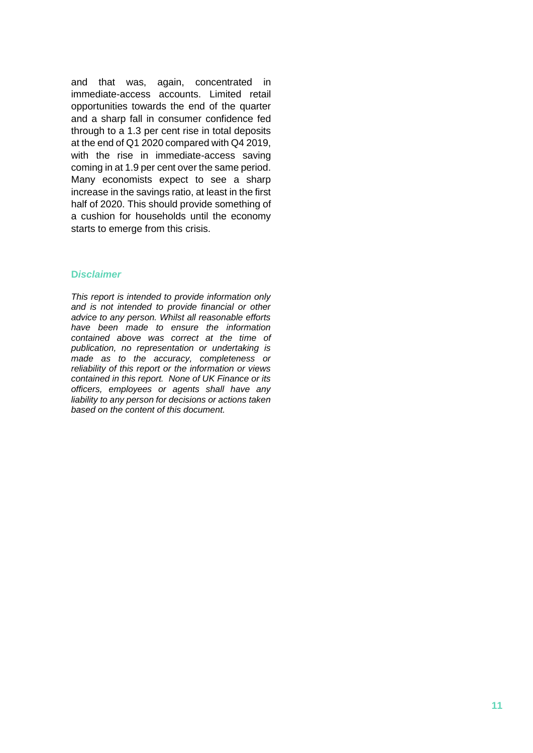and that was, again, concentrated in immediate-access accounts. Limited retail opportunities towards the end of the quarter and a sharp fall in consumer confidence fed through to a 1.3 per cent rise in total deposits at the end of Q1 2020 compared with Q4 2019, with the rise in immediate-access saving coming in at 1.9 per cent over the same period. Many economists expect to see a sharp increase in the savings ratio, at least in the first half of 2020. This should provide something of a cushion for households until the economy starts to emerge from this crisis.

### *Disclaimer*

*This report is intended to provide information only and is not intended to provide financial or other advice to any person. Whilst all reasonable efforts have been made to ensure the information contained above was correct at the time of publication, no representation or undertaking is made as to the accuracy, completeness or reliability of this report or the information or views contained in this report. None of UK Finance or its officers, employees or agents shall have any liability to any person for decisions or actions taken based on the content of this document.*